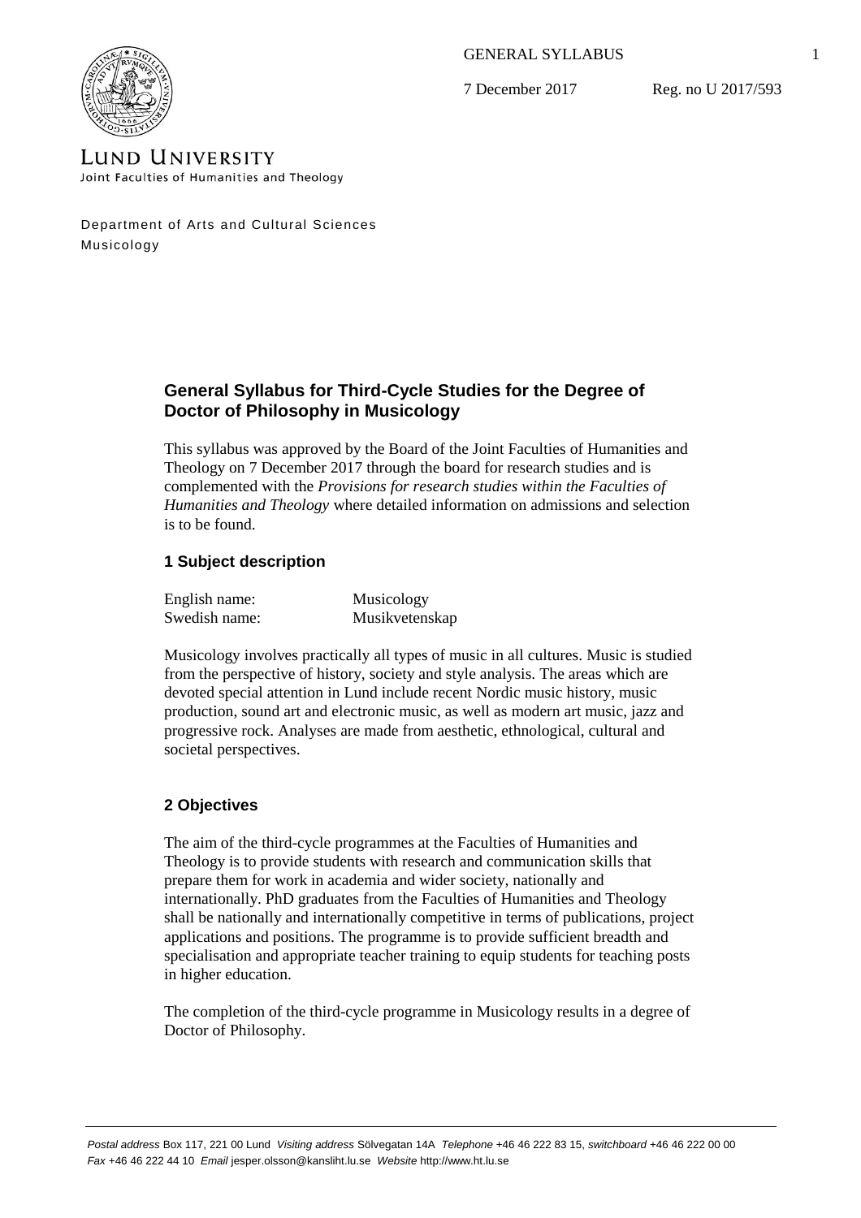GENERAL SYLLABUS

7 December 2017 Reg. no U 2017/593

LUND UNIVERSITY
Joint Faculties of Humanities and Theology

Department of Arts and Cultural Sciences
Musicology

# General Syllabus for Third-Cycle Studies for the Degree of Doctor of Philosophy in Musicology

This syllabus was approved by the Board of the Joint Faculties of Humanities and Theology on 7 December 2017 through the board for research studies and is complemented with the *Provisions for research studies within the Faculties of Humanities and Theology* where detailed information on admissions and selection is to be found.

## 1 Subject description

| | |
|---|---|
| English name: | Musicology |
| Swedish name: | Musikvetenskap |

Musicology involves practically all types of music in all cultures. Music is studied from the perspective of history, society and style analysis. The areas which are devoted special attention in Lund include recent Nordic music history, music production, sound art and electronic music, as well as modern art music, jazz and progressive rock. Analyses are made from aesthetic, ethnological, cultural and societal perspectives.

## 2 Objectives

The aim of the third-cycle programmes at the Faculties of Humanities and Theology is to provide students with research and communication skills that prepare them for work in academia and wider society, nationally and internationally. PhD graduates from the Faculties of Humanities and Theology shall be nationally and internationally competitive in terms of publications, project applications and positions. The programme is to provide sufficient breadth and specialisation and appropriate teacher training to equip students for teaching posts in higher education.

The completion of the third-cycle programme in Musicology results in a degree of Doctor of Philosophy.

*Postal address* Box 117, 221 00 Lund *Visiting address* Sölvegatan 14A *Telephone* +46 46 222 83 15, *switchboard* +46 46 222 00 00
*Fax* +46 46 222 44 10 *Email* jesper.olsson@kansliht.lu.se *Website* http://www.ht.lu.se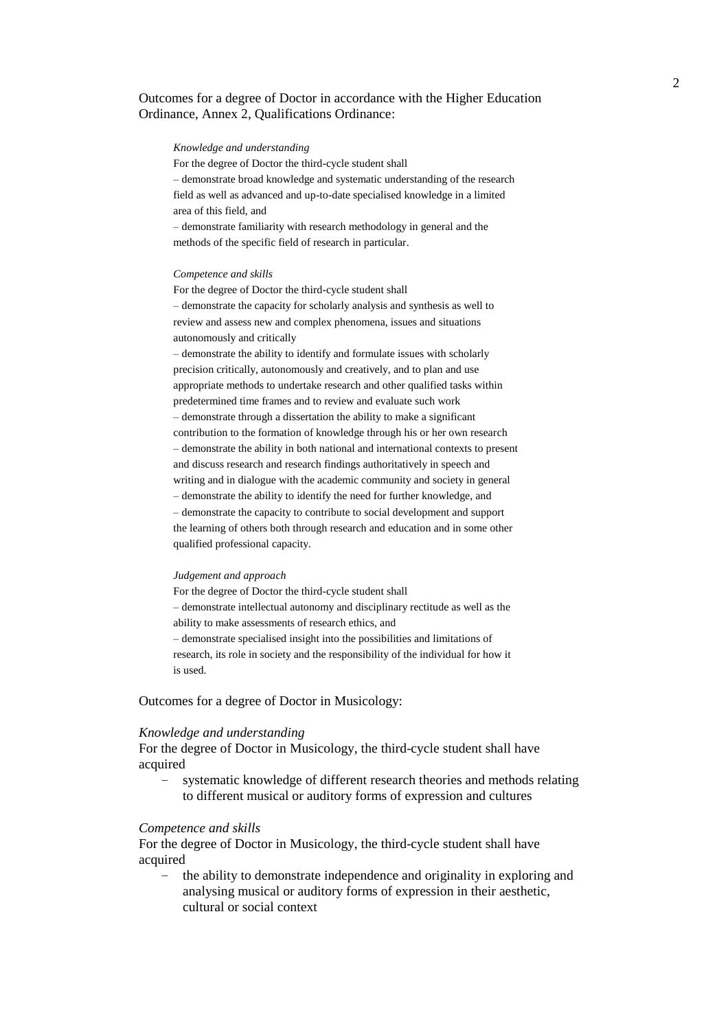Outcomes for a degree of Doctor in accordance with the Higher Education Ordinance, Annex 2, Qualifications Ordinance:

> *Knowledge and understanding*
>
> For the degree of Doctor the third-cycle student shall
>
> – demonstrate broad knowledge and systematic understanding of the research field as well as advanced and up-to-date specialised knowledge in a limited area of this field, and
>
> – demonstrate familiarity with research methodology in general and the methods of the specific field of research in particular.
>
> *Competence and skills*
>
> For the degree of Doctor the third-cycle student shall
>
> – demonstrate the capacity for scholarly analysis and synthesis as well to review and assess new and complex phenomena, issues and situations autonomously and critically
>
> – demonstrate the ability to identify and formulate issues with scholarly precision critically, autonomously and creatively, and to plan and use appropriate methods to undertake research and other qualified tasks within predetermined time frames and to review and evaluate such work
>
> – demonstrate through a dissertation the ability to make a significant contribution to the formation of knowledge through his or her own research
>
> – demonstrate the ability in both national and international contexts to present and discuss research and research findings authoritatively in speech and writing and in dialogue with the academic community and society in general
>
> – demonstrate the ability to identify the need for further knowledge, and
>
> – demonstrate the capacity to contribute to social development and support the learning of others both through research and education and in some other qualified professional capacity.
>
> *Judgement and approach*
>
> For the degree of Doctor the third-cycle student shall
>
> – demonstrate intellectual autonomy and disciplinary rectitude as well as the ability to make assessments of research ethics, and
>
> – demonstrate specialised insight into the possibilities and limitations of research, its role in society and the responsibility of the individual for how it is used.

Outcomes for a degree of Doctor in Musicology:

*Knowledge and understanding*

For the degree of Doctor in Musicology, the third-cycle student shall have acquired

- systematic knowledge of different research theories and methods relating to different musical or auditory forms of expression and cultures

*Competence and skills*

For the degree of Doctor in Musicology, the third-cycle student shall have acquired

- the ability to demonstrate independence and originality in exploring and analysing musical or auditory forms of expression in their aesthetic, cultural or social context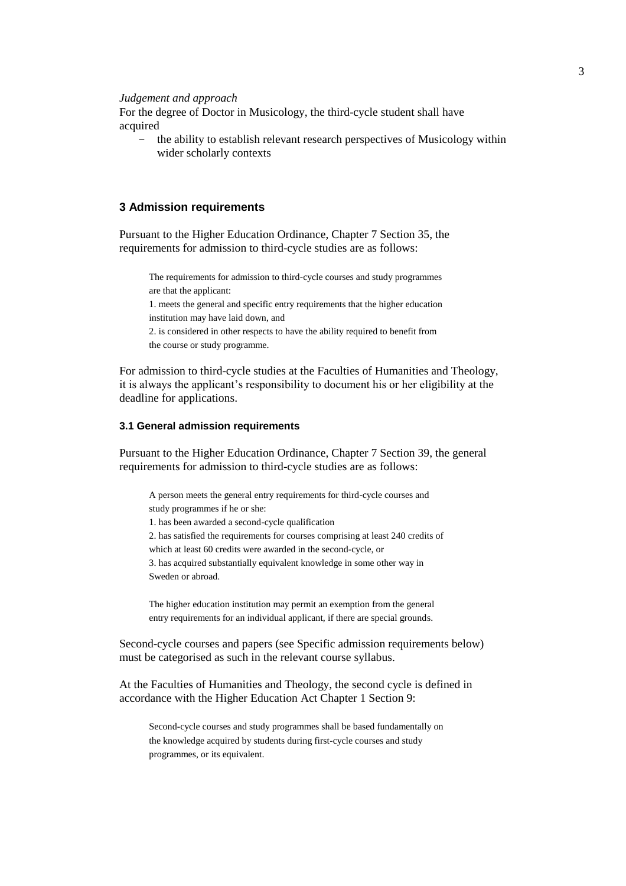*Judgement and approach*

For the degree of Doctor in Musicology, the third-cycle student shall have acquired

- the ability to establish relevant research perspectives of Musicology within wider scholarly contexts

## 3 Admission requirements

Pursuant to the Higher Education Ordinance, Chapter 7 Section 35, the requirements for admission to third-cycle studies are as follows:

> The requirements for admission to third-cycle courses and study programmes are that the applicant:
> 1. meets the general and specific entry requirements that the higher education institution may have laid down, and
> 2. is considered in other respects to have the ability required to benefit from the course or study programme.

For admission to third-cycle studies at the Faculties of Humanities and Theology, it is always the applicant's responsibility to document his or her eligibility at the deadline for applications.

### 3.1 General admission requirements

Pursuant to the Higher Education Ordinance, Chapter 7 Section 39, the general requirements for admission to third-cycle studies are as follows:

> A person meets the general entry requirements for third-cycle courses and study programmes if he or she:
> 1. has been awarded a second-cycle qualification
> 2. has satisfied the requirements for courses comprising at least 240 credits of which at least 60 credits were awarded in the second-cycle, or
> 3. has acquired substantially equivalent knowledge in some other way in Sweden or abroad.
>
> The higher education institution may permit an exemption from the general entry requirements for an individual applicant, if there are special grounds.

Second-cycle courses and papers (see Specific admission requirements below) must be categorised as such in the relevant course syllabus.

At the Faculties of Humanities and Theology, the second cycle is defined in accordance with the Higher Education Act Chapter 1 Section 9:

> Second-cycle courses and study programmes shall be based fundamentally on the knowledge acquired by students during first-cycle courses and study programmes, or its equivalent.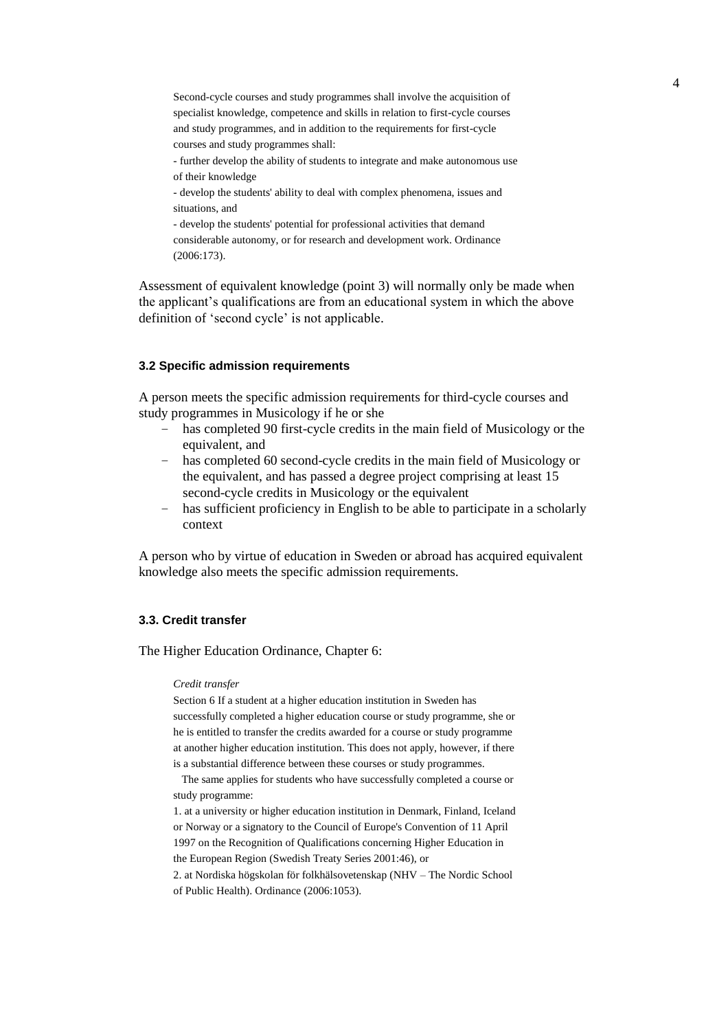> Second-cycle courses and study programmes shall involve the acquisition of specialist knowledge, competence and skills in relation to first-cycle courses and study programmes, and in addition to the requirements for first-cycle courses and study programmes shall:
> - further develop the ability of students to integrate and make autonomous use of their knowledge
> - develop the students' ability to deal with complex phenomena, issues and situations, and
> - develop the students' potential for professional activities that demand considerable autonomy, or for research and development work. Ordinance (2006:173).

Assessment of equivalent knowledge (point 3) will normally only be made when the applicant's qualifications are from an educational system in which the above definition of 'second cycle' is not applicable.

#### 3.2 Specific admission requirements

A person meets the specific admission requirements for third-cycle courses and study programmes in Musicology if he or she

- has completed 90 first-cycle credits in the main field of Musicology or the equivalent, and
- has completed 60 second-cycle credits in the main field of Musicology or the equivalent, and has passed a degree project comprising at least 15 second-cycle credits in Musicology or the equivalent
- has sufficient proficiency in English to be able to participate in a scholarly context

A person who by virtue of education in Sweden or abroad has acquired equivalent knowledge also meets the specific admission requirements.

#### 3.3. Credit transfer

The Higher Education Ordinance, Chapter 6:

> *Credit transfer*
>
> Section 6 If a student at a higher education institution in Sweden has successfully completed a higher education course or study programme, she or he is entitled to transfer the credits awarded for a course or study programme at another higher education institution. This does not apply, however, if there is a substantial difference between these courses or study programmes.
>
> The same applies for students who have successfully completed a course or study programme:
>
> 1. at a university or higher education institution in Denmark, Finland, Iceland or Norway or a signatory to the Council of Europe's Convention of 11 April 1997 on the Recognition of Qualifications concerning Higher Education in the European Region (Swedish Treaty Series 2001:46), or
> 2. at Nordiska högskolan för folkhälsovetenskap (NHV – The Nordic School of Public Health). Ordinance (2006:1053).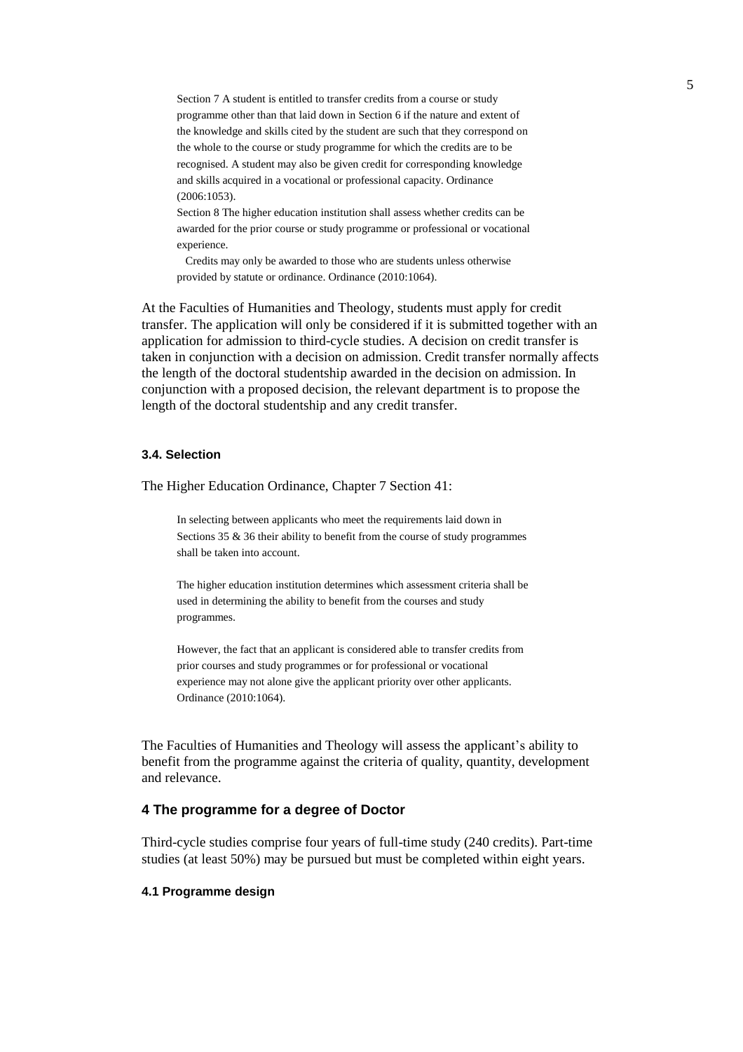> Section 7 A student is entitled to transfer credits from a course or study programme other than that laid down in Section 6 if the nature and extent of the knowledge and skills cited by the student are such that they correspond on the whole to the course or study programme for which the credits are to be recognised. A student may also be given credit for corresponding knowledge and skills acquired in a vocational or professional capacity. Ordinance (2006:1053).
>
> Section 8 The higher education institution shall assess whether credits can be awarded for the prior course or study programme or professional or vocational experience.
>
> Credits may only be awarded to those who are students unless otherwise provided by statute or ordinance. Ordinance (2010:1064).

At the Faculties of Humanities and Theology, students must apply for credit transfer. The application will only be considered if it is submitted together with an application for admission to third-cycle studies. A decision on credit transfer is taken in conjunction with a decision on admission. Credit transfer normally affects the length of the doctoral studentship awarded in the decision on admission. In conjunction with a proposed decision, the relevant department is to propose the length of the doctoral studentship and any credit transfer.

### 3.4. Selection

The Higher Education Ordinance, Chapter 7 Section 41:

> In selecting between applicants who meet the requirements laid down in Sections 35 & 36 their ability to benefit from the course of study programmes shall be taken into account.
>
> The higher education institution determines which assessment criteria shall be used in determining the ability to benefit from the courses and study programmes.
>
> However, the fact that an applicant is considered able to transfer credits from prior courses and study programmes or for professional or vocational experience may not alone give the applicant priority over other applicants. Ordinance (2010:1064).

The Faculties of Humanities and Theology will assess the applicant's ability to benefit from the programme against the criteria of quality, quantity, development and relevance.

## 4 The programme for a degree of Doctor

Third-cycle studies comprise four years of full-time study (240 credits). Part-time studies (at least 50%) may be pursued but must be completed within eight years.

### 4.1 Programme design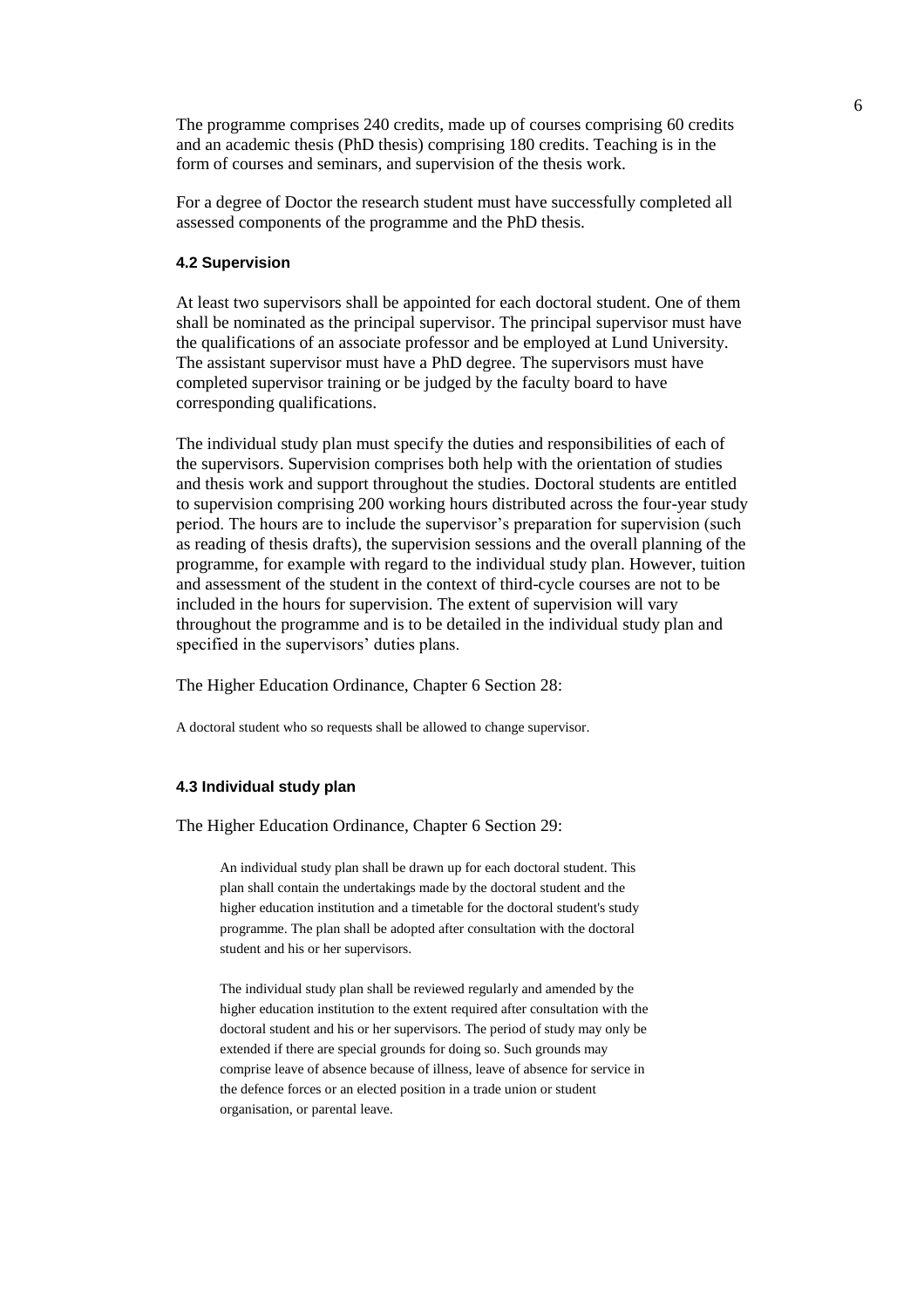The programme comprises 240 credits, made up of courses comprising 60 credits and an academic thesis (PhD thesis) comprising 180 credits. Teaching is in the form of courses and seminars, and supervision of the thesis work.

For a degree of Doctor the research student must have successfully completed all assessed components of the programme and the PhD thesis.

#### 4.2 Supervision

At least two supervisors shall be appointed for each doctoral student. One of them shall be nominated as the principal supervisor. The principal supervisor must have the qualifications of an associate professor and be employed at Lund University. The assistant supervisor must have a PhD degree. The supervisors must have completed supervisor training or be judged by the faculty board to have corresponding qualifications.

The individual study plan must specify the duties and responsibilities of each of the supervisors. Supervision comprises both help with the orientation of studies and thesis work and support throughout the studies. Doctoral students are entitled to supervision comprising 200 working hours distributed across the four-year study period. The hours are to include the supervisor's preparation for supervision (such as reading of thesis drafts), the supervision sessions and the overall planning of the programme, for example with regard to the individual study plan. However, tuition and assessment of the student in the context of third-cycle courses are not to be included in the hours for supervision. The extent of supervision will vary throughout the programme and is to be detailed in the individual study plan and specified in the supervisors' duties plans.

The Higher Education Ordinance, Chapter 6 Section 28:

A doctoral student who so requests shall be allowed to change supervisor.

#### 4.3 Individual study plan

The Higher Education Ordinance, Chapter 6 Section 29:

> An individual study plan shall be drawn up for each doctoral student. This plan shall contain the undertakings made by the doctoral student and the higher education institution and a timetable for the doctoral student's study programme. The plan shall be adopted after consultation with the doctoral student and his or her supervisors.
>
> The individual study plan shall be reviewed regularly and amended by the higher education institution to the extent required after consultation with the doctoral student and his or her supervisors. The period of study may only be extended if there are special grounds for doing so. Such grounds may comprise leave of absence because of illness, leave of absence for service in the defence forces or an elected position in a trade union or student organisation, or parental leave.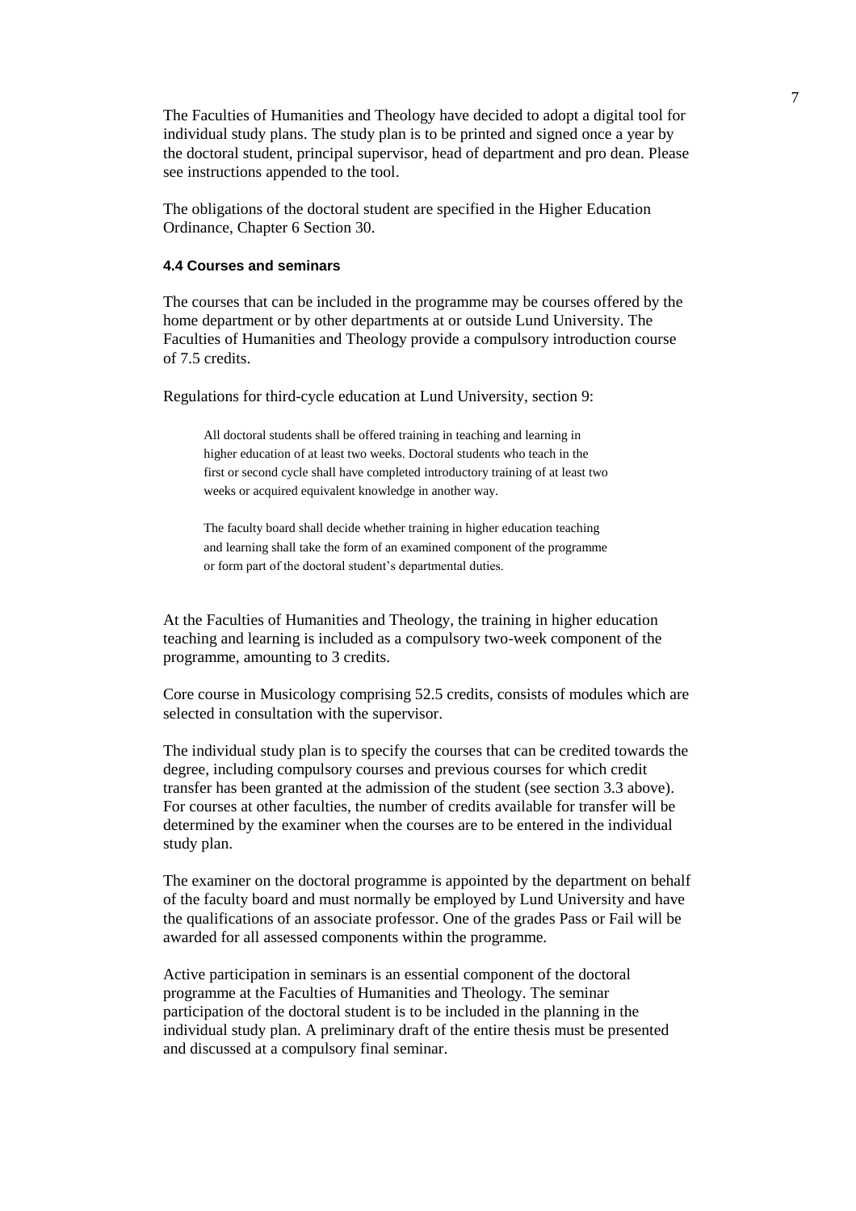The Faculties of Humanities and Theology have decided to adopt a digital tool for individual study plans. The study plan is to be printed and signed once a year by the doctoral student, principal supervisor, head of department and pro dean. Please see instructions appended to the tool.

The obligations of the doctoral student are specified in the Higher Education Ordinance, Chapter 6 Section 30.

#### 4.4 Courses and seminars

The courses that can be included in the programme may be courses offered by the home department or by other departments at or outside Lund University. The Faculties of Humanities and Theology provide a compulsory introduction course of 7.5 credits.

Regulations for third-cycle education at Lund University, section 9:

> All doctoral students shall be offered training in teaching and learning in higher education of at least two weeks. Doctoral students who teach in the first or second cycle shall have completed introductory training of at least two weeks or acquired equivalent knowledge in another way.
>
> The faculty board shall decide whether training in higher education teaching and learning shall take the form of an examined component of the programme or form part of the doctoral student's departmental duties.

At the Faculties of Humanities and Theology, the training in higher education teaching and learning is included as a compulsory two-week component of the programme, amounting to 3 credits.

Core course in Musicology comprising 52.5 credits, consists of modules which are selected in consultation with the supervisor.

The individual study plan is to specify the courses that can be credited towards the degree, including compulsory courses and previous courses for which credit transfer has been granted at the admission of the student (see section 3.3 above). For courses at other faculties, the number of credits available for transfer will be determined by the examiner when the courses are to be entered in the individual study plan.

The examiner on the doctoral programme is appointed by the department on behalf of the faculty board and must normally be employed by Lund University and have the qualifications of an associate professor. One of the grades Pass or Fail will be awarded for all assessed components within the programme.

Active participation in seminars is an essential component of the doctoral programme at the Faculties of Humanities and Theology. The seminar participation of the doctoral student is to be included in the planning in the individual study plan. A preliminary draft of the entire thesis must be presented and discussed at a compulsory final seminar.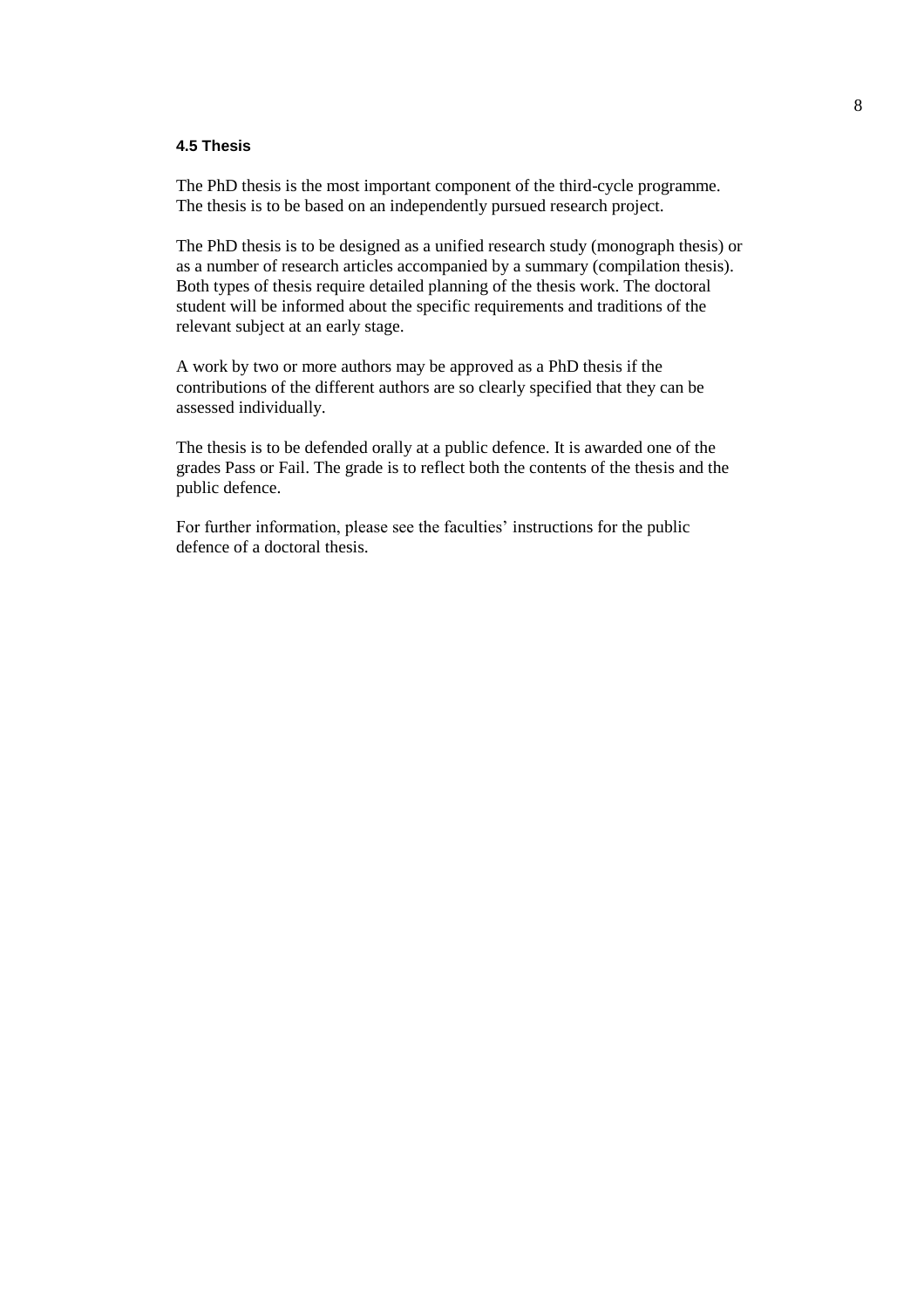### 4.5 Thesis

The PhD thesis is the most important component of the third-cycle programme. The thesis is to be based on an independently pursued research project.

The PhD thesis is to be designed as a unified research study (monograph thesis) or as a number of research articles accompanied by a summary (compilation thesis). Both types of thesis require detailed planning of the thesis work. The doctoral student will be informed about the specific requirements and traditions of the relevant subject at an early stage.

A work by two or more authors may be approved as a PhD thesis if the contributions of the different authors are so clearly specified that they can be assessed individually.

The thesis is to be defended orally at a public defence. It is awarded one of the grades Pass or Fail. The grade is to reflect both the contents of the thesis and the public defence.

For further information, please see the faculties' instructions for the public defence of a doctoral thesis.